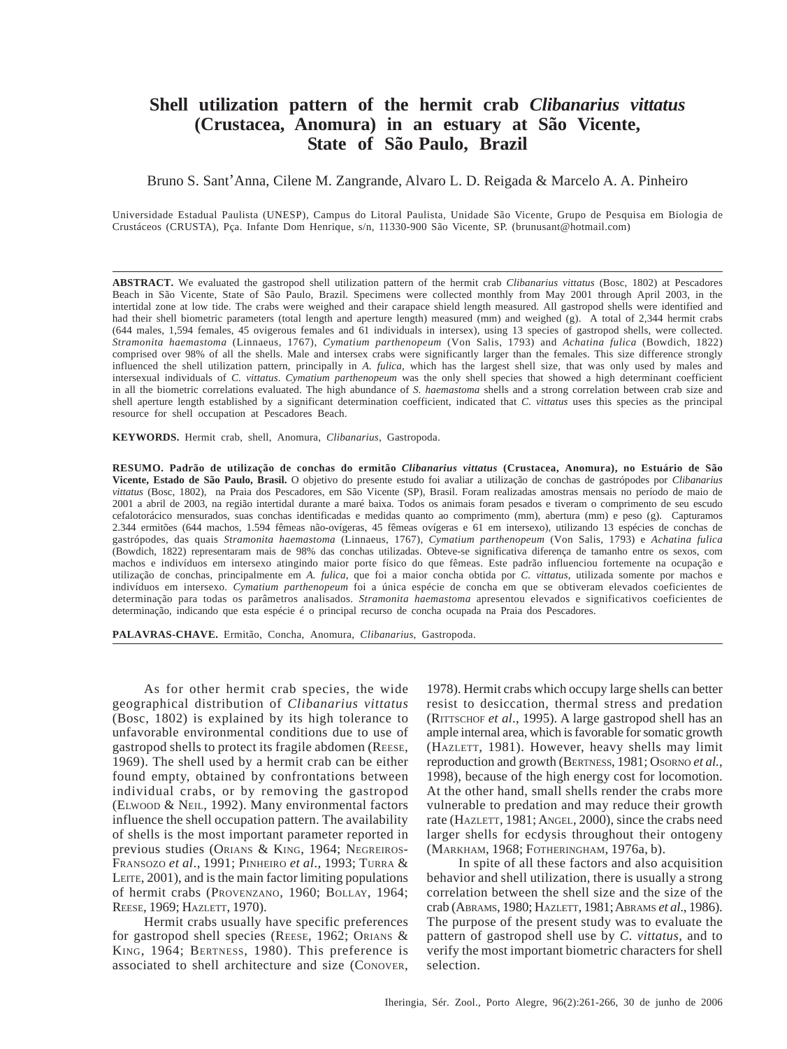# Shell utilization pattern of the hermit crab *Clibanarius vittatus* (Crustacea, Anomura) in an estuary at São Vicente, State of São Paulo, Brazil

Bruno S. Sant'Anna, Cilene M. Zangrande, Alvaro L. D. Reigada & Marcelo A. A. Pinheiro

Universidade Estadual Paulista (UNESP), Campus do Litoral Paulista, Unidade São Vicente, Grupo de Pesquisa em Biologia de Crustáceos (CRUSTA), Pça. Infante Dom Henrique, s/n, 11330-900 São Vicente, SP. (brunusant@hotmail.com)

**ABSTRACT.** We evaluated the gastropod shell utilization pattern of the hermit crab *Clibanarius vittatus* (Bosc, 1802) at Pescadores Beach in São Vicente, State of São Paulo, Brazil. Specimens were collected monthly from May 2001 through April 2003, in the intertidal zone at low tide. The crabs were weighed and their carapace shield length measured. All gastropod shells were identified and had their shell biometric parameters (total length and aperture length) measured (mm) and weighed (g). A total of 2,344 hermit crabs (644 males, 1,594 females, 45 ovigerous females and 61 individuals in intersex), using 13 species of gastropod shells, were collected. *Stramonita haemastoma* (Linnaeus, 1767), *Cymatium parthenopeum* (Von Salis, 1793) and *Achatina fulica* (Bowdich, 1822) comprised over 98% of all the shells. Male and intersex crabs were significantly larger than the females. This size difference strongly influenced the shell utilization pattern, principally in *A. fulica*, which has the largest shell size, that was only used by males and intersexual individuals of *C. vittatus*. *Cymatium parthenopeum* was the only shell species that showed a high determinant coefficient in all the biometric correlations evaluated. The high abundance of *S. haemastoma* shells and a strong correlation between crab size and shell aperture length established by a significant determination coefficient, indicated that *C. vittatus* uses this species as the principal resource for shell occupation at Pescadores Beach.

**KEYWORDS.** Hermit crab, shell, Anomura, *Clibanarius*, Gastropoda.

**RESUMO. Padrão de utilização de conchas do ermitão *Clibanarius vittatus* (Crustacea, Anomura), no Estuário de São Vicente, Estado de São Paulo, Brasil.** O objetivo do presente estudo foi avaliar a utilização de conchas de gastrópodes por *Clibanarius vittatus* (Bosc, 1802), na Praia dos Pescadores, em São Vicente (SP), Brasil. Foram realizadas amostras mensais no período de maio de 2001 a abril de 2003, na região intertidal durante a maré baixa. Todos os animais foram pesados e tiveram o comprimento de seu escudo cefalotorácico mensurados, suas conchas identificadas e medidas quanto ao comprimento (mm), abertura (mm) e peso (g). Capturamos 2.344 ermitões (644 machos, 1.594 fêmeas não-ovígeras, 45 fêmeas ovígeras e 61 em intersexo), utilizando 13 espécies de conchas de gastrópodes, das quais *Stramonita haemastoma* (Linnaeus, 1767), *Cymatium parthenopeum* (Von Salis, 1793) e *Achatina fulica* (Bowdich, 1822) representaram mais de 98% das conchas utilizadas. Obteve-se significativa diferença de tamanho entre os sexos, com machos e indivíduos em intersexo atingindo maior porte físico do que fêmeas. Este padrão influenciou fortemente na ocupação e utilização de conchas, principalmente em *A. fulica*, que foi a maior concha obtida por *C. vittatus*, utilizada somente por machos e indivíduos em intersexo. *Cymatium parthenopeum* foi a única espécie de concha em que se obtiveram elevados coeficientes de determinação para todas os parâmetros analisados. *Stramonita haemastoma* apresentou elevados e significativos coeficientes de determinação, indicando que esta espécie é o principal recurso de concha ocupada na Praia dos Pescadores.

**PALAVRAS-CHAVE.** Ermitão, Concha, Anomura, *Clibanarius*, Gastropoda.

As for other hermit crab species, the wide geographical distribution of *Clibanarius vittatus* (Bosc, 1802) is explained by its high tolerance to unfavorable environmental conditions due to use of gastropod shells to protect its fragile abdomen (Reese, 1969). The shell used by a hermit crab can be either found empty, obtained by confrontations between individual crabs, or by removing the gastropod (Elwood & Neil, 1992). Many environmental factors influence the shell occupation pattern. The availability of shells is the most important parameter reported in previous studies (Orians & King, 1964; Negreiros-Fransozo *et al.*, 1991; Pinheiro *et al.*, 1993; Turra & Leite, 2001), and is the main factor limiting populations of hermit crabs (Provenzano, 1960; Bollay, 1964; Reese, 1969; Hazlett, 1970).

Hermit crabs usually have specific preferences for gastropod shell species (Reese, 1962; Orians & King, 1964; Bertness, 1980). This preference is associated to shell architecture and size (Conover, 1978). Hermit crabs which occupy large shells can better resist to desiccation, thermal stress and predation (Rittschof *et al.*, 1995). A large gastropod shell has an ample internal area, which is favorable for somatic growth (Hazlett, 1981). However, heavy shells may limit reproduction and growth (Bertness, 1981; Osorno *et al.*, 1998), because of the high energy cost for locomotion. At the other hand, small shells render the crabs more vulnerable to predation and may reduce their growth rate (Hazlett, 1981; Angel, 2000), since the crabs need larger shells for ecdysis throughout their ontogeny (Markham, 1968; Fotheringham, 1976a, b).

In spite of all these factors and also acquisition behavior and shell utilization, there is usually a strong correlation between the shell size and the size of the crab (Abrams, 1980; Hazlett, 1981; Abrams *et al.*, 1986). The purpose of the present study was to evaluate the pattern of gastropod shell use by *C. vittatus*, and to verify the most important biometric characters for shell selection.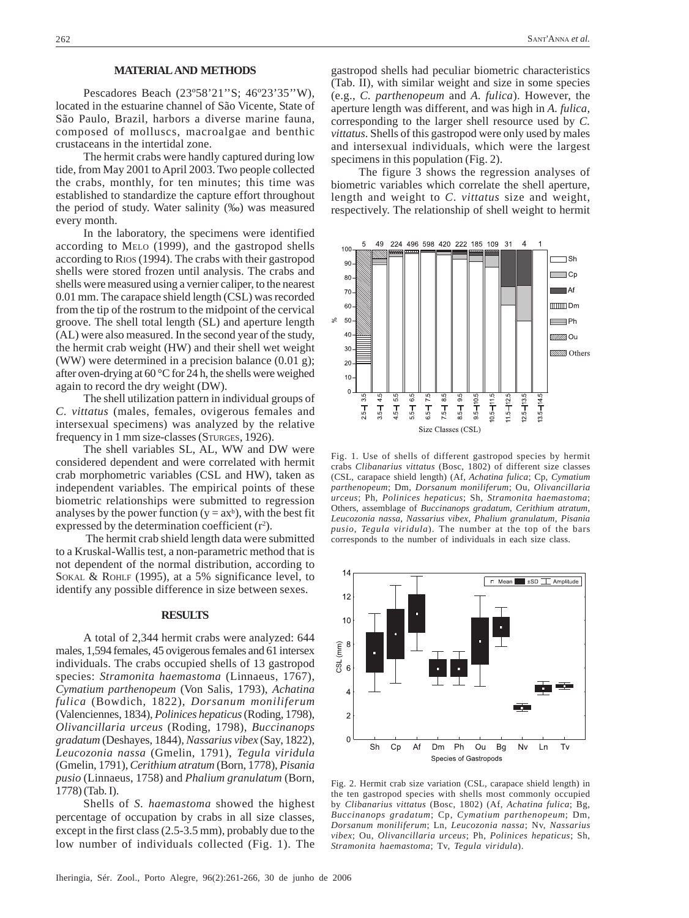## MATERIAL AND METHODS

Pescadores Beach (23º58'21''S; 46º23'35''W), located in the estuarine channel of São Vicente, State of São Paulo, Brazil, harbors a diverse marine fauna, composed of molluscs, macroalgae and benthic crustaceans in the intertidal zone.

The hermit crabs were handly captured during low tide, from May 2001 to April 2003. Two people collected the crabs, monthly, for ten minutes; this time was established to standardize the capture effort throughout the period of study. Water salinity (‰) was measured every month.

In the laboratory, the specimens were identified according to MELO (1999), and the gastropod shells according to RIOS (1994). The crabs with their gastropod shells were stored frozen until analysis. The crabs and shells were measured using a vernier caliper, to the nearest 0.01 mm. The carapace shield length (CSL) was recorded from the tip of the rostrum to the midpoint of the cervical groove. The shell total length (SL) and aperture length (AL) were also measured. In the second year of the study, the hermit crab weight (HW) and their shell wet weight (WW) were determined in a precision balance (0.01 g); after oven-drying at 60 °C for 24 h, the shells were weighed again to record the dry weight (DW).

The shell utilization pattern in individual groups of *C. vittatus* (males, females, ovigerous females and intersexual specimens) was analyzed by the relative frequency in 1 mm size-classes (STURGES, 1926).

The shell variables SL, AL, WW and DW were considered dependent and were correlated with hermit crab morphometric variables (CSL and HW), taken as independent variables. The empirical points of these biometric relationships were submitted to regression analyses by the power function ($y = ax^b$), with the best fit expressed by the determination coefficient ($r^2$).

The hermit crab shield length data were submitted to a Kruskal-Wallis test, a non-parametric method that is not dependent of the normal distribution, according to SOKAL & ROHLF (1995), at a 5% significance level, to identify any possible difference in size between sexes.

## RESULTS

A total of 2,344 hermit crabs were analyzed: 644 males, 1,594 females, 45 ovigerous females and 61 intersex individuals. The crabs occupied shells of 13 gastropod species: *Stramonita haemastoma* (Linnaeus, 1767), *Cymatium parthenopeum* (Von Salis, 1793), *Achatina fulica* (Bowdich, 1822), *Dorsanum moniliferum* (Valenciennes, 1834), *Polinices hepaticus* (Roding, 1798), *Olivancillaria urceus* (Roding, 1798), *Buccinanops gradatum* (Deshayes, 1844), *Nassarius vibex* (Say, 1822), *Leucozonia nassa* (Gmelin, 1791), *Tegula viridula* (Gmelin, 1791), *Cerithium atratum* (Born, 1778), *Pisania pusio* (Linnaeus, 1758) and *Phalium granulatum* (Born, 1778) (Tab. I).

Shells of *S. haemastoma* showed the highest percentage of occupation by crabs in all size classes, except in the first class (2.5-3.5 mm), probably due to the low number of individuals collected (Fig. 1). The gastropod shells had peculiar biometric characteristics (Tab. II), with similar weight and size in some species (e.g., *C. parthenopeum* and *A. fulica*). However, the aperture length was different, and was high in *A. fulica*, corresponding to the larger shell resource used by *C. vittatus*. Shells of this gastropod were only used by males and intersexual individuals, which were the largest specimens in this population (Fig. 2).

The figure 3 shows the regression analyses of biometric variables which correlate the shell aperture, length and weight to *C. vittatus* size and weight, respectively. The relationship of shell weight to hermit

Fig. 1. Use of shells of different gastropod species by hermit crabs *Clibanarius vittatus* (Bosc, 1802) of different size classes (CSL, carapace shield length) (Af, *Achatina fulica*; Cp, *Cymatium parthenopeum*; Dm, *Dorsanum moniliferum*; Ou, *Olivancillaria urceus*; Ph, *Polinices hepaticus*; Sh, *Stramonita haemastoma*; Others, assemblage of *Buccinanops gradatum*, *Cerithium atratum*, *Leucozonia nassa*, *Nassarius vibex*, *Phalium granulatum*, *Pisania pusio*, *Tegula viridula*). The number at the top of the bars corresponds to the number of individuals in each size class.

Fig. 2. Hermit crab size variation (CSL, carapace shield length) in the ten gastropod species with shells most commonly occupied by *Clibanarius vittatus* (Bosc, 1802) (Af, *Achatina fulica*; Bg, *Buccinanops gradatum*; Cp, *Cymatium parthenopeum*; Dm, *Dorsanum moniliferum*; Ln, *Leucozonia nassa*; Nv, *Nassarius vibex*; Ou, *Olivancillaria urceus*; Ph, *Polinices hepaticus*; Sh, *Stramonita haemastoma*; Tv, *Tegula viridula*).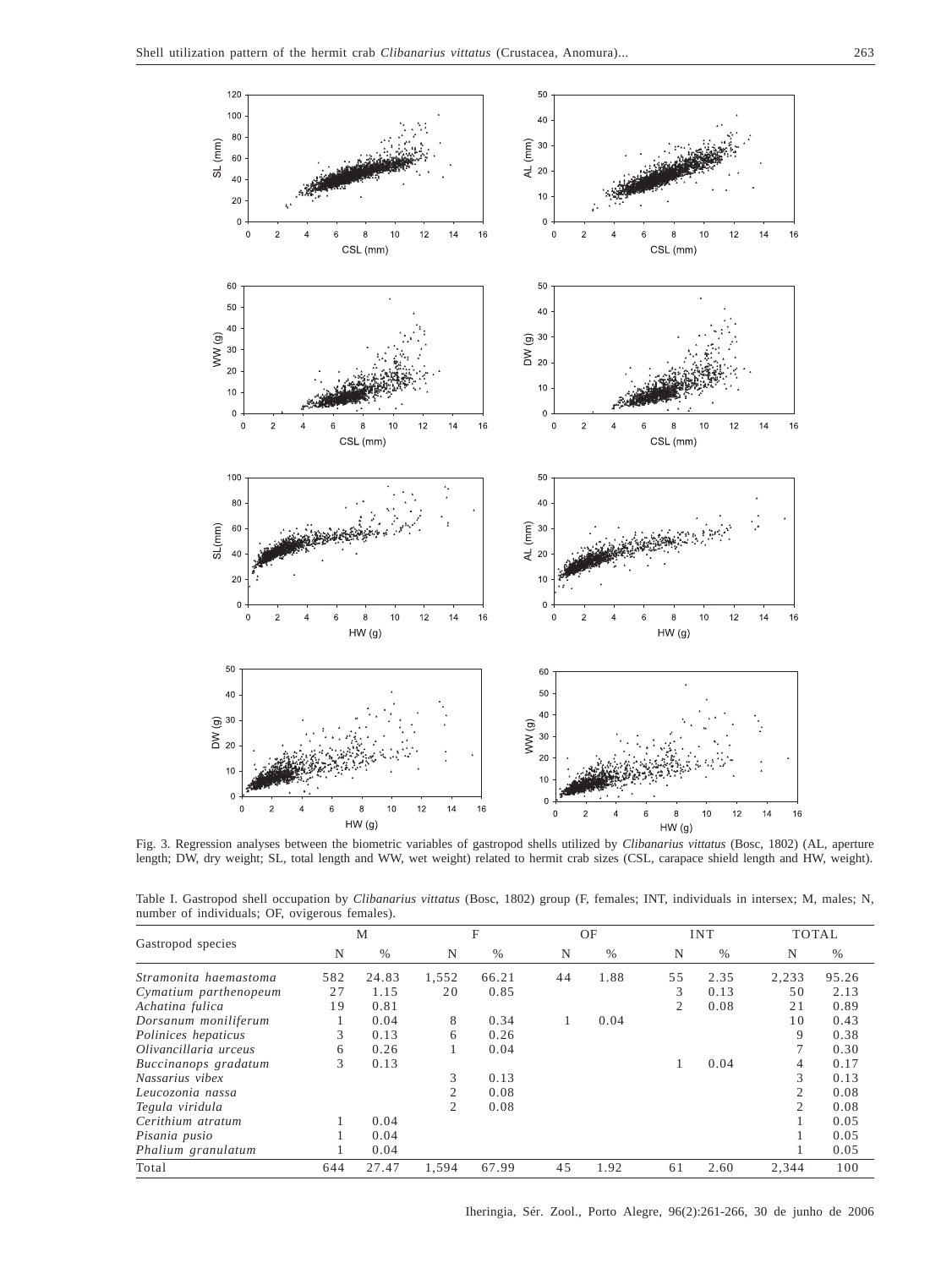Fig. 3. Regression analyses between the biometric variables of gastropod shells utilized by *Clibanarius vittatus* (Bosc, 1802) (AL, aperture length; DW, dry weight; SL, total length and WW, wet weight) related to hermit crab sizes (CSL, carapace shield length and HW, weight).

Table I. Gastropod shell occupation by *Clibanarius vittatus* (Bosc, 1802) group (F, females; INT, individuals in intersex; M, males; N, number of individuals; OF, ovigerous females).

| Gastropod species | M | | F | | OF | | INT | | TOTAL | |
|---|---|---|---|---|---|---|---|---|---|---|
| | N | % | N | % | N | % | N | % | N | % |
| *Stramonita haemastoma* | 582 | 24.83 | 1,552 | 66.21 | 44 | 1.88 | 55 | 2.35 | 2,233 | 95.26 |
| *Cymatium parthenopeum* | 27 | 1.15 | 20 | 0.85 | | | 3 | 0.13 | 50 | 2.13 |
| *Achatina fulica* | 19 | 0.81 | | | | | 2 | 0.08 | 21 | 0.89 |
| *Dorsanum moniliferum* | 1 | 0.04 | 8 | 0.34 | 1 | 0.04 | | | 10 | 0.43 |
| *Polinices hepaticus* | 3 | 0.13 | 6 | 0.26 | | | | | 9 | 0.38 |
| *Olivancillaria urceus* | 6 | 0.26 | 1 | 0.04 | | | | | 7 | 0.30 |
| *Buccinanops gradatum* | 3 | 0.13 | | | | | 1 | 0.04 | 4 | 0.17 |
| *Nassarius vibex* | | | 3 | 0.13 | | | | | 3 | 0.13 |
| *Leucozonia nassa* | | | 2 | 0.08 | | | | | 2 | 0.08 |
| *Tegula viridula* | | | 2 | 0.08 | | | | | 2 | 0.08 |
| *Cerithium atratum* | 1 | 0.04 | | | | | | | 1 | 0.05 |
| *Pisania pusio* | 1 | 0.04 | | | | | | | 1 | 0.05 |
| *Phalium granulatum* | 1 | 0.04 | | | | | | | 1 | 0.05 |
| Total | 644 | 27.47 | 1,594 | 67.99 | 45 | 1.92 | 61 | 2.60 | 2,344 | 100 |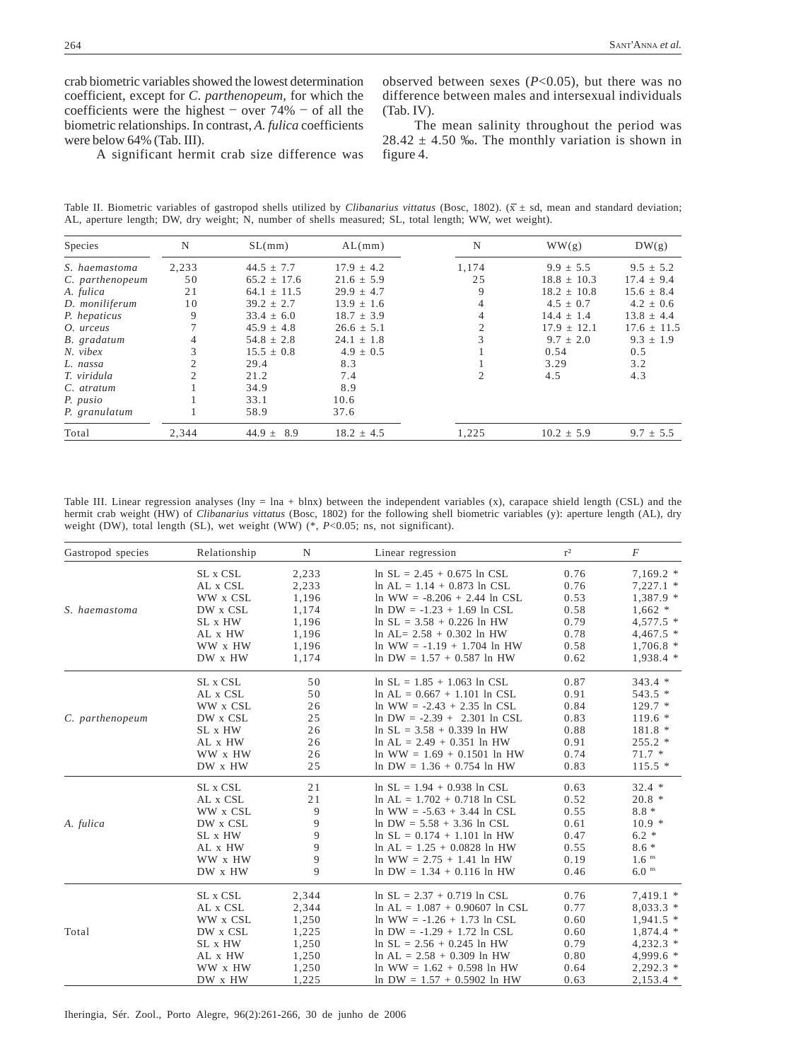crab biometric variables showed the lowest determination coefficient, except for *C. parthenopeum*, for which the coefficients were the highest − over 74% − of all the biometric relationships. In contrast, *A. fulica* coefficients were below 64% (Tab. III).

A significant hermit crab size difference was observed between sexes ($P$<0.05), but there was no difference between males and intersexual individuals (Tab. IV).

The mean salinity throughout the period was 28.42 ± 4.50 ‰. The monthly variation is shown in figure 4.

Table II. Biometric variables of gastropod shells utilized by *Clibanarius vittatus* (Bosc, 1802). ($\bar{x}$ ± sd, mean and standard deviation; AL, aperture length; DW, dry weight; N, number of shells measured; SL, total length; WW, wet weight).

| Species | N | SL(mm) | AL(mm) | N | WW(g) | DW(g) |
|---|---|---|---|---|---|---|
| *S. haemastoma* | 2,233 | 44.5 ± 7.7 | 17.9 ± 4.2 | 1,174 | 9.9 ± 5.5 | 9.5 ± 5.2 |
| *C. parthenopeum* | 50 | 65.2 ± 17.6 | 21.6 ± 5.9 | 25 | 18.8 ± 10.3 | 17.4 ± 9.4 |
| *A. fulica* | 21 | 64.1 ± 11.5 | 29.9 ± 4.7 | 9 | 18.2 ± 10.8 | 15.6 ± 8.4 |
| *D. moniliferum* | 10 | 39.2 ± 2.7 | 13.9 ± 1.6 | 4 | 4.5 ± 0.7 | 4.2 ± 0.6 |
| *P. hepaticus* | 9 | 33.4 ± 6.0 | 18.7 ± 3.9 | 4 | 14.4 ± 1.4 | 13.8 ± 4.4 |
| *O. urceus* | 7 | 45.9 ± 4.8 | 26.6 ± 5.1 | 2 | 17.9 ± 12.1 | 17.6 ± 11.5 |
| *B. gradatum* | 4 | 54.8 ± 2.8 | 24.1 ± 1.8 | 3 | 9.7 ± 2.0 | 9.3 ± 1.9 |
| *N. vibex* | 3 | 15.5 ± 0.8 | 4.9 ± 0.5 | 1 | 0.54 | 0.5 |
| *L. nassa* | 2 | 29.4 | 8.3 | 1 | 3.29 | 3.2 |
| *T. viridula* | 2 | 21.2 | 7.4 | 2 | 4.5 | 4.3 |
| *C. atratum* | 1 | 34.9 | 8.9 | | | |
| *P. pusio* | 1 | 33.1 | 10.6 | | | |
| *P. granulatum* | 1 | 58.9 | 37.6 | | | |
| Total | 2,344 | 44.9 ± 8.9 | 18.2 ± 4.5 | 1,225 | 10.2 ± 5.9 | 9.7 ± 5.5 |

Table III. Linear regression analyses (lny = lna + blnx) between the independent variables (x), carapace shield length (CSL) and the hermit crab weight (HW) of *Clibanarius vittatus* (Bosc, 1802) for the following shell biometric variables (y): aperture length (AL), dry weight (DW), total length (SL), wet weight (WW) (*, $P$<0.05; ns, not significant).

| Gastropod species | Relationship | N | Linear regression | r² | $F$ |
|---|---|---|---|---|---|
| *S. haemastoma* | SL x CSL | 2,233 | ln SL = 2.45 + 0.675 ln CSL | 0.76 | 7,169.2 * |
| | AL x CSL | 2,233 | ln AL = 1.14 + 0.873 ln CSL | 0.76 | 7,227.1 * |
| | WW x CSL | 1,196 | ln WW = -8.206 + 2.44 ln CSL | 0.53 | 1,387.9 * |
| | DW x CSL | 1,174 | ln DW = -1.23 + 1.69 ln CSL | 0.58 | 1,662 * |
| | SL x HW | 1,196 | ln SL = 3.58 + 0.226 ln HW | 0.79 | 4,577.5 * |
| | AL x HW | 1,196 | ln AL= 2.58 + 0.302 ln HW | 0.78 | 4,467.5 * |
| | WW x HW | 1,196 | ln WW = -1.19 + 1.704 ln HW | 0.58 | 1,706.8 * |
| | DW x HW | 1,174 | ln DW = 1.57 + 0.587 ln HW | 0.62 | 1,938.4 * |
| *C. parthenopeum* | SL x CSL | 50 | ln SL = 1.85 + 1.063 ln CSL | 0.87 | 343.4 * |
| | AL x CSL | 50 | ln AL = 0.667 + 1.101 ln CSL | 0.91 | 543.5 * |
| | WW x CSL | 26 | ln WW = -2.43 + 2.35 ln CSL | 0.84 | 129.7 * |
| | DW x CSL | 25 | ln DW = -2.39 + 2.301 ln CSL | 0.83 | 119.6 * |
| | SL x HW | 26 | ln SL = 3.58 + 0.339 ln HW | 0.88 | 181.8 * |
| | AL x HW | 26 | ln AL = 2.49 + 0.351 ln HW | 0.91 | 255.2 * |
| | WW x HW | 26 | ln WW = 1.69 + 0.1501 ln HW | 0.74 | 71.7 * |
| | DW x HW | 25 | ln DW = 1.36 + 0.754 ln HW | 0.83 | 115.5 * |
| *A. fulica* | SL x CSL | 21 | ln SL = 1.94 + 0.938 ln CSL | 0.63 | 32.4 * |
| | AL x CSL | 21 | ln AL = 1.702 + 0.718 ln CSL | 0.52 | 20.8 * |
| | WW x CSL | 9 | ln WW = -5.63 + 3.44 ln CSL | 0.55 | 8.8 * |
| | DW x CSL | 9 | ln DW = 5.58 + 3.36 ln CSL | 0.61 | 10.9 * |
| | SL x HW | 9 | ln SL = 0.174 + 1.101 ln HW | 0.47 | 6.2 * |
| | AL x HW | 9 | ln AL = 1.25 + 0.0828 ln HW | 0.55 | 8.6 * |
| | WW x HW | 9 | ln WW = 2.75 + 1.41 ln HW | 0.19 | 1.6 ns |
| | DW x HW | 9 | ln DW = 1.34 + 0.116 ln HW | 0.46 | 6.0 ns |
| Total | SL x CSL | 2,344 | ln SL = 2.37 + 0.719 ln CSL | 0.76 | 7,419.1 * |
| | AL x CSL | 2,344 | ln AL = 1.087 + 0.90607 ln CSL | 0.77 | 8,033.3 * |
| | WW x CSL | 1,250 | ln WW = -1.26 + 1.73 ln CSL | 0.60 | 1,941.5 * |
| | DW x CSL | 1,225 | ln DW = -1.29 + 1.72 ln CSL | 0.60 | 1,874.4 * |
| | SL x HW | 1,250 | ln SL = 2.56 + 0.245 ln HW | 0.79 | 4,232.3 * |
| | AL x HW | 1,250 | ln AL = 2.58 + 0.309 ln HW | 0.80 | 4,999.6 * |
| | WW x HW | 1,250 | ln WW = 1.62 + 0.598 ln HW | 0.64 | 2,292.3 * |
| | DW x HW | 1,225 | ln DW = 1.57 + 0.5902 ln HW | 0.63 | 2,153.4 * |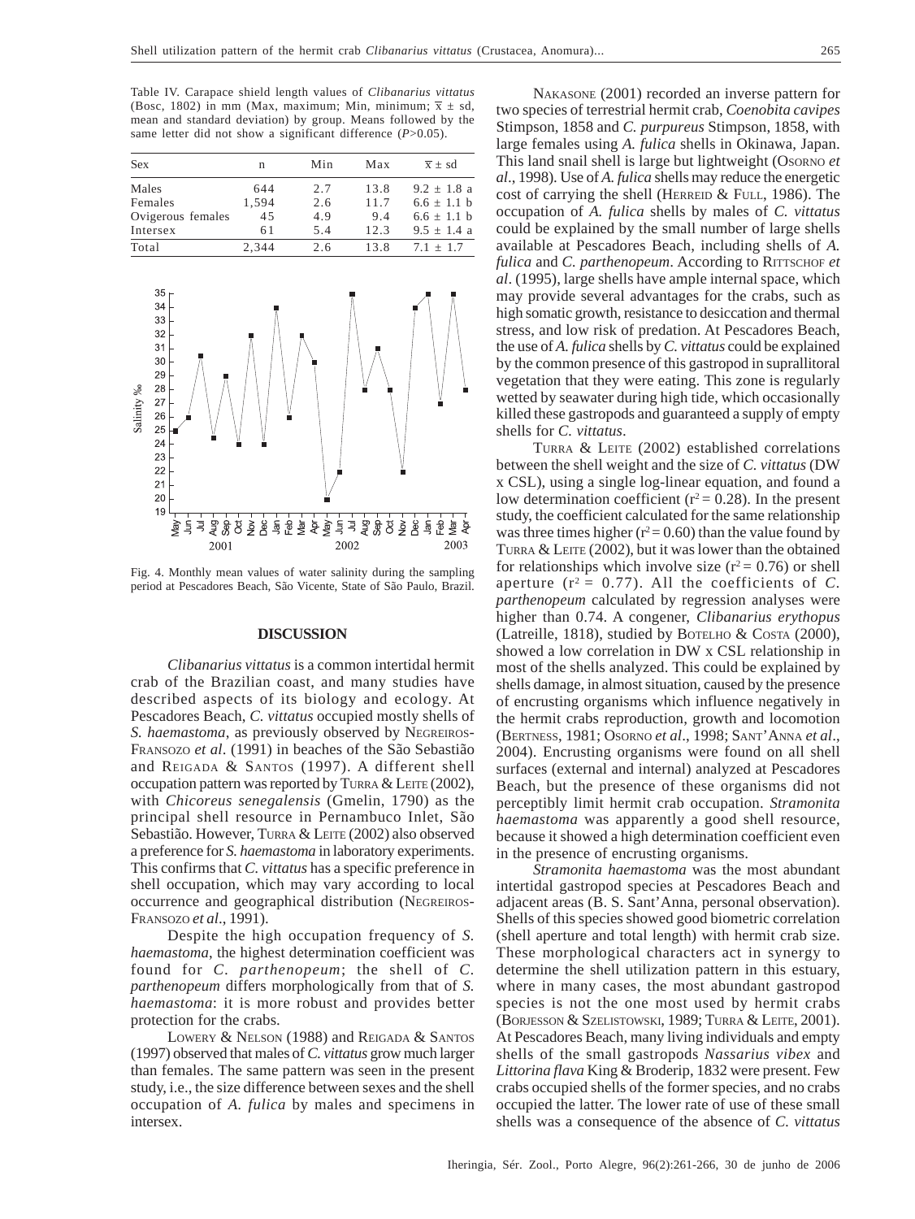Table IV. Carapace shield length values of *Clibanarius vittatus* (Bosc, 1802) in mm (Max, maximum; Min, minimum; $\overline{x} \pm$ sd, mean and standard deviation) by group. Means followed by the same letter did not show a significant difference ($P$>0.05).

| Sex | n | Min | Max | $\overline{x} \pm$ sd |
|---|---|---|---|---|
| Males | 644 | 2.7 | 13.8 | 9.2 ± 1.8 a |
| Females | 1,594 | 2.6 | 11.7 | 6.6 ± 1.1 b |
| Ovigerous females | 45 | 4.9 | 9.4 | 6.6 ± 1.1 b |
| Intersex | 61 | 5.4 | 12.3 | 9.5 ± 1.4 a |
| Total | 2,344 | 2.6 | 13.8 | 7.1 ± 1.7 |

Fig. 4. Monthly mean values of water salinity during the sampling period at Pescadores Beach, São Vicente, State of São Paulo, Brazil.

## DISCUSSION

*Clibanarius vittatus* is a common intertidal hermit crab of the Brazilian coast, and many studies have described aspects of its biology and ecology. At Pescadores Beach, *C. vittatus* occupied mostly shells of *S. haemastoma*, as previously observed by Negreiros-Fransozo *et al*. (1991) in beaches of the São Sebastião and Reigada & Santos (1997). A different shell occupation pattern was reported by Turra & Leite (2002), with *Chicoreus senegalensis* (Gmelin, 1790) as the principal shell resource in Pernambuco Inlet, São Sebastião. However, Turra & Leite (2002) also observed a preference for *S. haemastoma* in laboratory experiments. This confirms that *C. vittatus* has a specific preference in shell occupation, which may vary according to local occurrence and geographical distribution (Negreiros-Fransozo *et al*., 1991).

Despite the high occupation frequency of *S. haemastoma*, the highest determination coefficient was found for *C. parthenopeum*; the shell of *C. parthenopeum* differs morphologically from that of *S. haemastoma*: it is more robust and provides better protection for the crabs.

Lowery & Nelson (1988) and Reigada & Santos (1997) observed that males of *C. vittatus* grow much larger than females. The same pattern was seen in the present study, i.e., the size difference between sexes and the shell occupation of *A. fulica* by males and specimens in intersex.

Nakasone (2001) recorded an inverse pattern for two species of terrestrial hermit crab, *Coenobita cavipes* Stimpson, 1858 and *C. purpureus* Stimpson, 1858, with large females using *A. fulica* shells in Okinawa, Japan. This land snail shell is large but lightweight (Osorno *et al*., 1998). Use of *A. fulica* shells may reduce the energetic cost of carrying the shell (Herreid & Full, 1986). The occupation of *A. fulica* shells by males of *C. vittatus* could be explained by the small number of large shells available at Pescadores Beach, including shells of *A. fulica* and *C. parthenopeum*. According to Rittschof *et al*. (1995), large shells have ample internal space, which may provide several advantages for the crabs, such as high somatic growth, resistance to desiccation and thermal stress, and low risk of predation. At Pescadores Beach, the use of *A. fulica* shells by *C. vittatus* could be explained by the common presence of this gastropod in suprallitoral vegetation that they were eating. This zone is regularly wetted by seawater during high tide, which occasionally killed these gastropods and guaranteed a supply of empty shells for *C. vittatus*.

Turra & Leite (2002) established correlations between the shell weight and the size of *C. vittatus* (DW x CSL), using a single log-linear equation, and found a low determination coefficient ($r^2 = 0.28$). In the present study, the coefficient calculated for the same relationship was three times higher ($r^2 = 0.60$) than the value found by Turra & Leite (2002), but it was lower than the obtained for relationships which involve size ($r^2 = 0.76$) or shell aperture ($r^2 = 0.77$). All the coefficients of *C. parthenopeum* calculated by regression analyses were higher than 0.74. A congener, *Clibanarius erythopus* (Latreille, 1818), studied by Botelho & Costa (2000), showed a low correlation in DW x CSL relationship in most of the shells analyzed. This could be explained by shells damage, in almost situation, caused by the presence of encrusting organisms which influence negatively in the hermit crabs reproduction, growth and locomotion (Bertness, 1981; Osorno *et al*., 1998; Sant'Anna *et al*., 2004). Encrusting organisms were found on all shell surfaces (external and internal) analyzed at Pescadores Beach, but the presence of these organisms did not perceptibly limit hermit crab occupation. *Stramonita haemastoma* was apparently a good shell resource, because it showed a high determination coefficient even in the presence of encrusting organisms.

*Stramonita haemastoma* was the most abundant intertidal gastropod species at Pescadores Beach and adjacent areas (B. S. Sant'Anna, personal observation). Shells of this species showed good biometric correlation (shell aperture and total length) with hermit crab size. These morphological characters act in synergy to determine the shell utilization pattern in this estuary, where in many cases, the most abundant gastropod species is not the one most used by hermit crabs (Borjesson & Szelistowski, 1989; Turra & Leite, 2001). At Pescadores Beach, many living individuals and empty shells of the small gastropods *Nassarius vibex* and *Littorina flava* King & Broderip, 1832 were present. Few crabs occupied shells of the former species, and no crabs occupied the latter. The lower rate of use of these small shells was a consequence of the absence of *C. vittatus*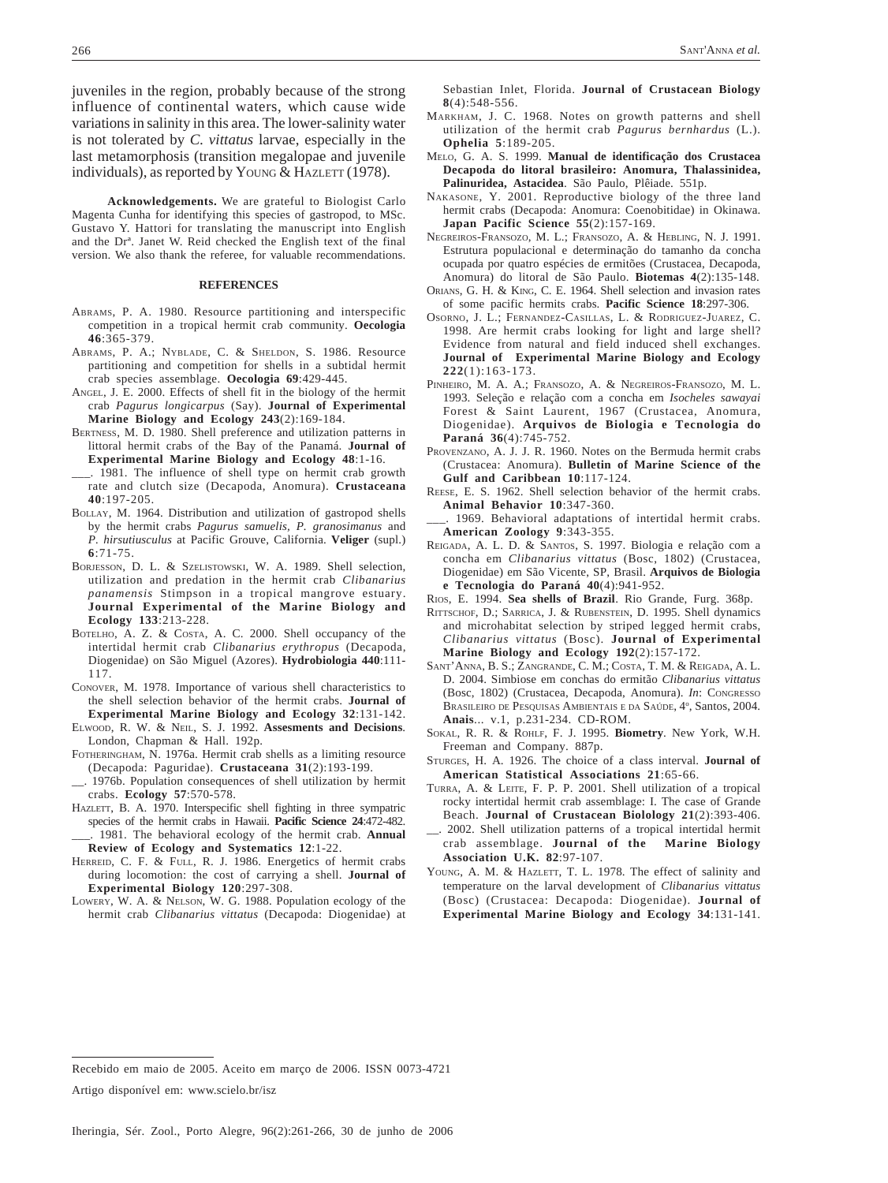juveniles in the region, probably because of the strong influence of continental waters, which cause wide variations in salinity in this area. The lower-salinity water is not tolerated by *C. vittatus* larvae, especially in the last metamorphosis (transition megalopae and juvenile individuals), as reported by YOUNG & HAZLETT (1978).

**Acknowledgements.** We are grateful to Biologist Carlo Magenta Cunha for identifying this species of gastropod, to MSc. Gustavo Y. Hattori for translating the manuscript into English and the Drª. Janet W. Reid checked the English text of the final version. We also thank the referee, for valuable recommendations.

## REFERENCES

ABRAMS, P. A. 1980. Resource partitioning and interspecific competition in a tropical hermit crab community. **Oecologia 46**:365-379.

ABRAMS, P. A.; NYBLADE, C. & SHELDON, S. 1986. Resource partitioning and competition for shells in a subtidal hermit crab species assemblage. **Oecologia 69**:429-445.

ANGEL, J. E. 2000. Effects of shell fit in the biology of the hermit crab *Pagurus longicarpus* (Say). **Journal of Experimental Marine Biology and Ecology 243**(2):169-184.

BERTNESS, M. D. 1980. Shell preference and utilization patterns in littoral hermit crabs of the Bay of the Panamá. **Journal of Experimental Marine Biology and Ecology 48**:1-16.

___. 1981. The influence of shell type on hermit crab growth rate and clutch size (Decapoda, Anomura). **Crustaceana 40**:197-205.

BOLLAY, M. 1964. Distribution and utilization of gastropod shells by the hermit crabs *Pagurus samuelis*, *P. granosimanus* and *P. hirsutiusculus* at Pacific Grouve, California. **Veliger** (supl.) **6**:71-75.

BORJESSON, D. L. & SZELISTOWSKI, W. A. 1989. Shell selection, utilization and predation in the hermit crab *Clibanarius panamensis* Stimpson in a tropical mangrove estuary. **Journal Experimental of the Marine Biology and Ecology 133**:213-228.

BOTELHO, A. Z. & COSTA, A. C. 2000. Shell occupancy of the intertidal hermit crab *Clibanarius erythropus* (Decapoda, Diogenidae) on São Miguel (Azores). **Hydrobiologia 440**:111-117.

CONOVER, M. 1978. Importance of various shell characteristics to the shell selection behavior of the hermit crabs. **Journal of Experimental Marine Biology and Ecology 32**:131-142.

ELWOOD, R. W. & NEIL, S. J. 1992. **Assesments and Decisions**. London, Chapman & Hall. 192p.

FOTHERINGHAM, N. 1976a. Hermit crab shells as a limiting resource (Decapoda: Paguridae). **Crustaceana 31**(2):193-199.

__. 1976b. Population consequences of shell utilization by hermit crabs. **Ecology 57**:570-578.

HAZLETT, B. A. 1970. Interspecific shell fighting in three sympatric species of the hermit crabs in Hawaii. **Pacific Science 24**:472-482.

___. 1981. The behavioral ecology of the hermit crab. **Annual Review of Ecology and Systematics 12**:1-22.

HERREID, C. F. & FULL, R. J. 1986. Energetics of hermit crabs during locomotion: the cost of carrying a shell. **Journal of Experimental Biology 120**:297-308.

LOWERY, W. A. & NELSON, W. G. 1988. Population ecology of the hermit crab *Clibanarius vittatus* (Decapoda: Diogenidae) at Sebastian Inlet, Florida. **Journal of Crustacean Biology 8**(4):548-556.

MARKHAM, J. C. 1968. Notes on growth patterns and shell utilization of the hermit crab *Pagurus bernhardus* (L.). **Ophelia 5**:189-205.

MELO, G. A. S. 1999. **Manual de identificação dos Crustacea Decapoda do litoral brasileiro: Anomura, Thalassinidea, Palinuridea, Astacidea**. São Paulo, Plêiade. 551p.

NAKASONE, Y. 2001. Reproductive biology of the three land hermit crabs (Decapoda: Anomura: Coenobitidae) in Okinawa. **Japan Pacific Science 55**(2):157-169.

NEGREIROS-FRANSOZO, M. L.; FRANSOZO, A. & HEBLING, N. J. 1991. Estrutura populacional e determinação do tamanho da concha ocupada por quatro espécies de ermitões (Crustacea, Decapoda, Anomura) do litoral de São Paulo. **Biotemas 4**(2):135-148.

ORIANS, G. H. & KING, C. E. 1964. Shell selection and invasion rates of some pacific hermits crabs. **Pacific Science 18**:297-306.

OSORNO, J. L.; FERNANDEZ-CASILLAS, L. & RODRIGUEZ-JUAREZ, C. 1998. Are hermit crabs looking for light and large shell? Evidence from natural and field induced shell exchanges. **Journal of Experimental Marine Biology and Ecology 222**(1):163-173.

PINHEIRO, M. A. A.; FRANSOZO, A. & NEGREIROS-FRANSOZO, M. L. 1993. Seleção e relação com a concha em *Isocheles sawayai* Forest & Saint Laurent, 1967 (Crustacea, Anomura, Diogenidae). **Arquivos de Biologia e Tecnologia do Paraná 36**(4):745-752.

PROVENZANO, A. J. J. R. 1960. Notes on the Bermuda hermit crabs (Crustacea: Anomura). **Bulletin of Marine Science of the Gulf and Caribbean 10**:117-124.

REESE, E. S. 1962. Shell selection behavior of the hermit crabs. **Animal Behavior 10**:347-360.

___. 1969. Behavioral adaptations of intertidal hermit crabs. **American Zoology 9**:343-355.

REIGADA, A. L. D. & SANTOS, S. 1997. Biologia e relação com a concha em *Clibanarius vittatus* (Bosc, 1802) (Crustacea, Diogenidae) em São Vicente, SP, Brasil. **Arquivos de Biologia e Tecnologia do Paraná 40**(4):941-952.

RIOS, E. 1994. **Sea shells of Brazil**. Rio Grande, Furg. 368p.

RITTSCHOF, D.; SARRICA, J. & RUBENSTEIN, D. 1995. Shell dynamics and microhabitat selection by striped legged hermit crabs, *Clibanarius vittatus* (Bosc). **Journal of Experimental Marine Biology and Ecology 192**(2):157-172.

SANT'ANNA, B. S.; ZANGRANDE, C. M.; COSTA, T. M. & REIGADA, A. L. D. 2004. Simbiose em conchas do ermitão *Clibanarius vittatus* (Bosc, 1802) (Crustacea, Decapoda, Anomura). *In*: CONGRESSO BRASILEIRO DE PESQUISAS AMBIENTAIS E DA SAÚDE, 4º, Santos, 2004. **Anais**... v.1, p.231-234. CD-ROM.

SOKAL, R. R. & ROHLF, F. J. 1995. **Biometry**. New York, W.H. Freeman and Company. 887p.

STURGES, H. A. 1926. The choice of a class interval. **Journal of American Statistical Associations 21**:65-66.

TURRA, A. & LEITE, F. P. P. 2001. Shell utilization of a tropical rocky intertidal hermit crab assemblage: I. The case of Grande Beach. **Journal of Crustacean Biolology 21**(2):393-406.

__. 2002. Shell utilization patterns of a tropical intertidal hermit crab assemblage. **Journal of the Marine Biology Association U.K. 82**:97-107.

YOUNG, A. M. & HAZLETT, T. L. 1978. The effect of salinity and temperature on the larval development of *Clibanarius vittatus* (Bosc) (Crustacea: Decapoda: Diogenidae). **Journal of Experimental Marine Biology and Ecology 34**:131-141.

---

Recebido em maio de 2005. Aceito em março de 2006. ISSN 0073-4721

Artigo disponível em: www.scielo.br/isz